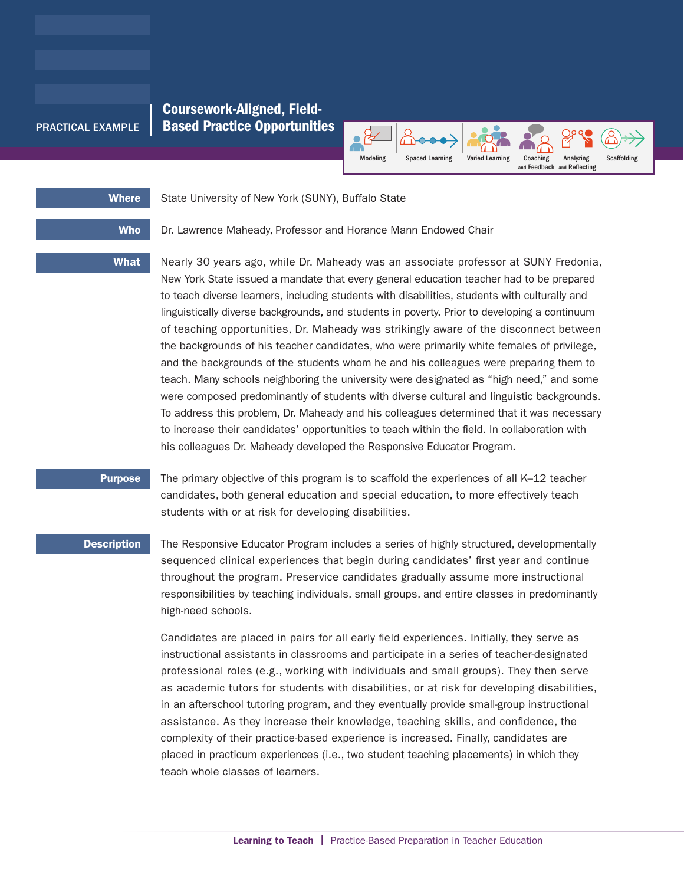PRACTICAL EXAMPLE

# Coursework-Aligned, Field-Based Practice Opportunities

Modeling | Spaced Learning | Varied Learning | Coaching and Feedback | Analyzing and Reflecting | Scaffolding

**Where**

State University of New York (SUNY), Buffalo State

**Who**

Dr. Lawrence Maheady, Professor and Horance Mann Endowed Chair

**What**

Nearly 30 years ago, while Dr. Maheady was an associate professor at SUNY Fredonia, New York State issued a mandate that every general education teacher had to be prepared to teach diverse learners, including students with disabilities, students with culturally and linguistically diverse backgrounds, and students in poverty. Prior to developing a continuum of teaching opportunities, Dr. Maheady was strikingly aware of the disconnect between the backgrounds of his teacher candidates, who were primarily white females of privilege, and the backgrounds of the students whom he and his colleagues were preparing them to teach. Many schools neighboring the university were designated as "high need," and some were composed predominantly of students with diverse cultural and linguistic backgrounds. To address this problem, Dr. Maheady and his colleagues determined that it was necessary to increase their candidates' opportunities to teach within the field. In collaboration with his colleagues Dr. Maheady developed the Responsive Educator Program.

**Purpose**

The primary objective of this program is to scaffold the experiences of all K–12 teacher candidates, both general education and special education, to more effectively teach students with or at risk for developing disabilities.

**Description**

The Responsive Educator Program includes a series of highly structured, developmentally sequenced clinical experiences that begin during candidates' first year and continue throughout the program. Preservice candidates gradually assume more instructional responsibilities by teaching individuals, small groups, and entire classes in predominantly high-need schools.

Candidates are placed in pairs for all early field experiences. Initially, they serve as instructional assistants in classrooms and participate in a series of teacher-designated professional roles (e.g., working with individuals and small groups). They then serve as academic tutors for students with disabilities, or at risk for developing disabilities, in an afterschool tutoring program, and they eventually provide small-group instructional assistance. As they increase their knowledge, teaching skills, and confidence, the complexity of their practice-based experience is increased. Finally, candidates are placed in practicum experiences (i.e., two student teaching placements) in which they teach whole classes of learners.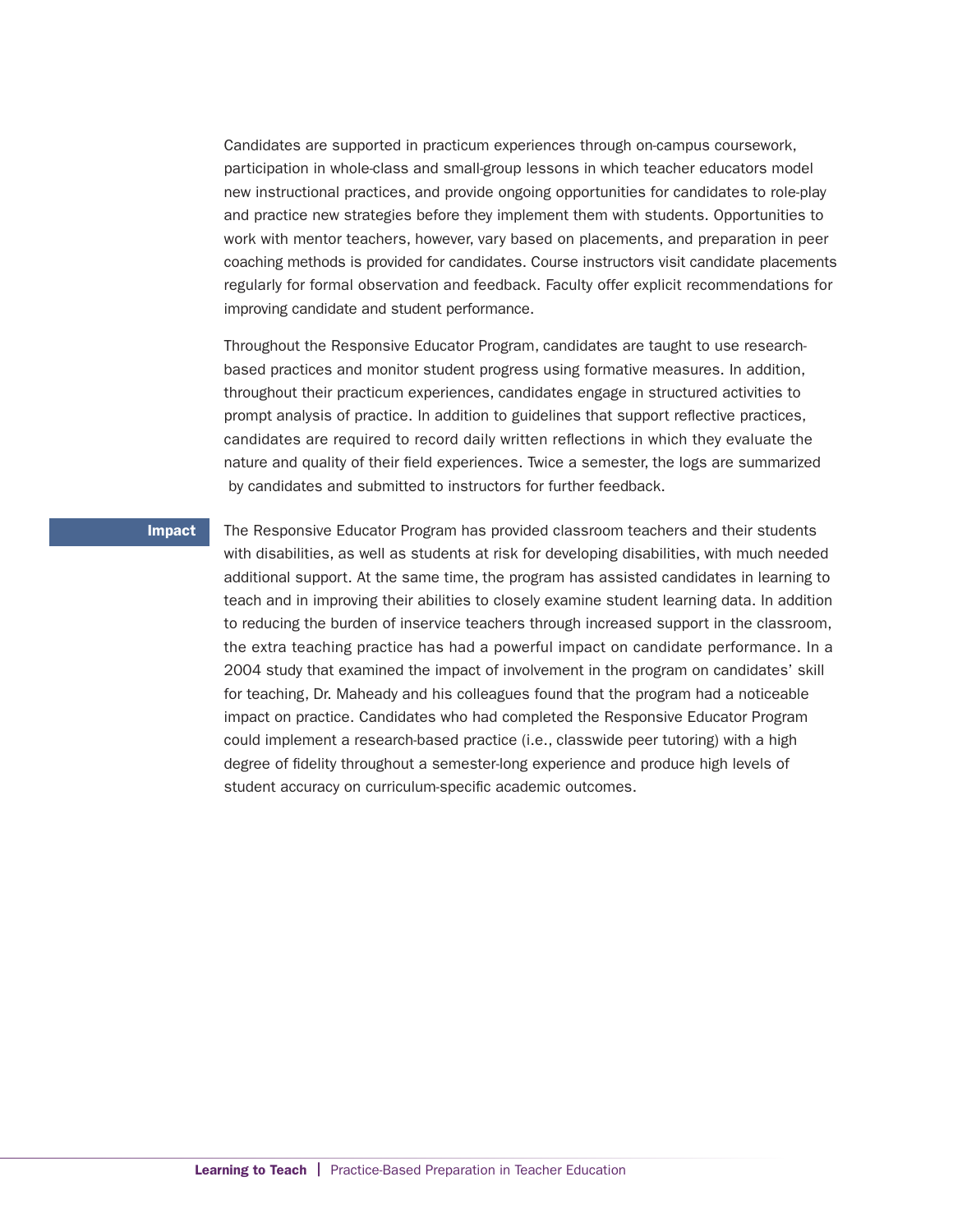Candidates are supported in practicum experiences through on-campus coursework, participation in whole-class and small-group lessons in which teacher educators model new instructional practices, and provide ongoing opportunities for candidates to role-play and practice new strategies before they implement them with students. Opportunities to work with mentor teachers, however, vary based on placements, and preparation in peer coaching methods is provided for candidates. Course instructors visit candidate placements regularly for formal observation and feedback. Faculty offer explicit recommendations for improving candidate and student performance.

Throughout the Responsive Educator Program, candidates are taught to use research-based practices and monitor student progress using formative measures. In addition, throughout their practicum experiences, candidates engage in structured activities to prompt analysis of practice. In addition to guidelines that support reflective practices, candidates are required to record daily written reflections in which they evaluate the nature and quality of their field experiences. Twice a semester, the logs are summarized by candidates and submitted to instructors for further feedback.

## Impact

The Responsive Educator Program has provided classroom teachers and their students with disabilities, as well as students at risk for developing disabilities, with much needed additional support. At the same time, the program has assisted candidates in learning to teach and in improving their abilities to closely examine student learning data. In addition to reducing the burden of inservice teachers through increased support in the classroom, the extra teaching practice has had a powerful impact on candidate performance. In a 2004 study that examined the impact of involvement in the program on candidates' skill for teaching, Dr. Maheady and his colleagues found that the program had a noticeable impact on practice. Candidates who had completed the Responsive Educator Program could implement a research-based practice (i.e., classwide peer tutoring) with a high degree of fidelity throughout a semester-long experience and produce high levels of student accuracy on curriculum-specific academic outcomes.